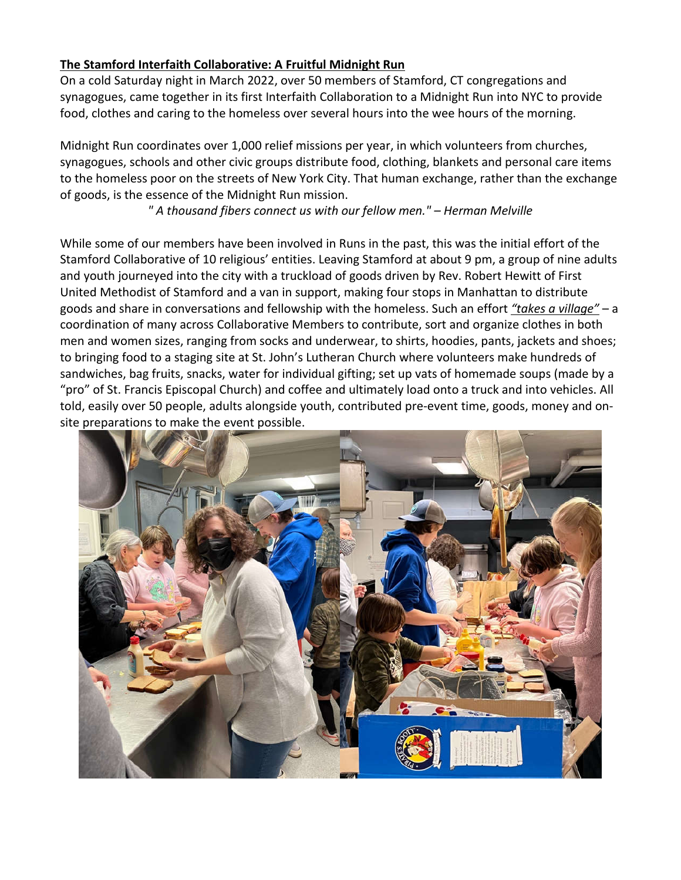**The Stamford Interfaith Collaborative: A Fruitful Midnight Run**

On a cold Saturday night in March 2022, over 50 members of Stamford, CT congregations and synagogues, came together in its first Interfaith Collaboration to a Midnight Run into NYC to provide food, clothes and caring to the homeless over several hours into the wee hours of the morning.

Midnight Run coordinates over 1,000 relief missions per year, in which volunteers from churches, synagogues, schools and other civic groups distribute food, clothing, blankets and personal care items to the homeless poor on the streets of New York City. That human exchange, rather than the exchange of goods, is the essence of the Midnight Run mission.

*" A thousand fibers connect us with our fellow men." – Herman Melville*

While some of our members have been involved in Runs in the past, this was the initial effort of the Stamford Collaborative of 10 religious' entities. Leaving Stamford at about 9 pm, a group of nine adults and youth journeyed into the city with a truckload of goods driven by Rev. Robert Hewitt of First United Methodist of Stamford and a van in support, making four stops in Manhattan to distribute goods and share in conversations and fellowship with the homeless. Such an effort *"takes a village"* – a coordination of many across Collaborative Members to contribute, sort and organize clothes in both men and women sizes, ranging from socks and underwear, to shirts, hoodies, pants, jackets and shoes; to bringing food to a staging site at St. John's Lutheran Church where volunteers make hundreds of sandwiches, bag fruits, snacks, water for individual gifting; set up vats of homemade soups (made by a "pro" of St. Francis Episcopal Church) and coffee and ultimately load onto a truck and into vehicles. All told, easily over 50 people, adults alongside youth, contributed pre-event time, goods, money and on-site preparations to make the event possible.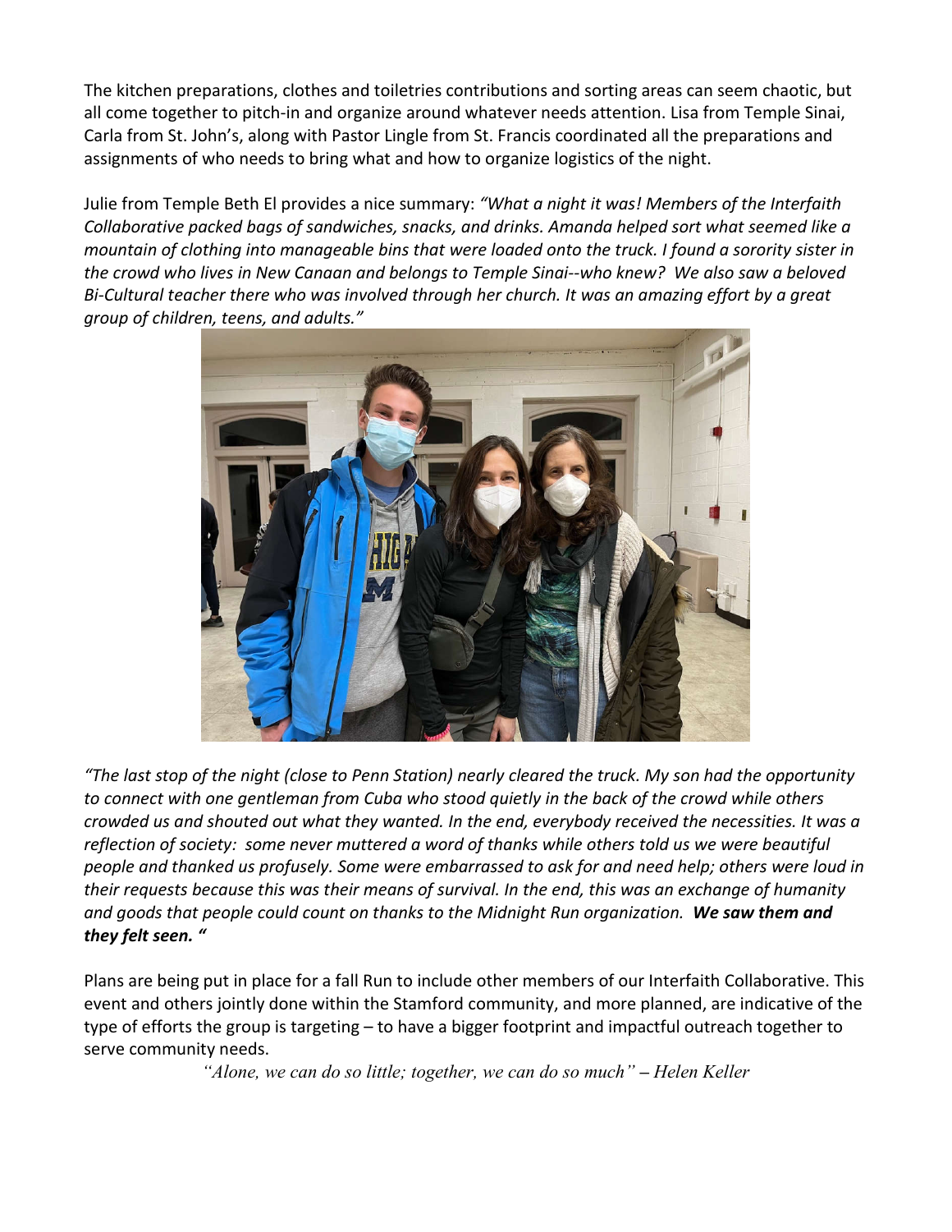The kitchen preparations, clothes and toiletries contributions and sorting areas can seem chaotic, but all come together to pitch-in and organize around whatever needs attention. Lisa from Temple Sinai, Carla from St. John's, along with Pastor Lingle from St. Francis coordinated all the preparations and assignments of who needs to bring what and how to organize logistics of the night.

Julie from Temple Beth El provides a nice summary: *"What a night it was! Members of the Interfaith Collaborative packed bags of sandwiches, snacks, and drinks. Amanda helped sort what seemed like a mountain of clothing into manageable bins that were loaded onto the truck. I found a sorority sister in the crowd who lives in New Canaan and belongs to Temple Sinai--who knew? We also saw a beloved Bi-Cultural teacher there who was involved through her church. It was an amazing effort by a great group of children, teens, and adults."*

*"The last stop of the night (close to Penn Station) nearly cleared the truck. My son had the opportunity to connect with one gentleman from Cuba who stood quietly in the back of the crowd while others crowded us and shouted out what they wanted. In the end, everybody received the necessities. It was a reflection of society: some never muttered a word of thanks while others told us we were beautiful people and thanked us profusely. Some were embarrassed to ask for and need help; others were loud in their requests because this was their means of survival. In the end, this was an exchange of humanity and goods that people could count on thanks to the Midnight Run organization.* ***We saw them and they felt seen.*** *"*

Plans are being put in place for a fall Run to include other members of our Interfaith Collaborative. This event and others jointly done within the Stamford community, and more planned, are indicative of the type of efforts the group is targeting – to have a bigger footprint and impactful outreach together to serve community needs.

*"Alone, we can do so little; together, we can do so much" – Helen Keller*